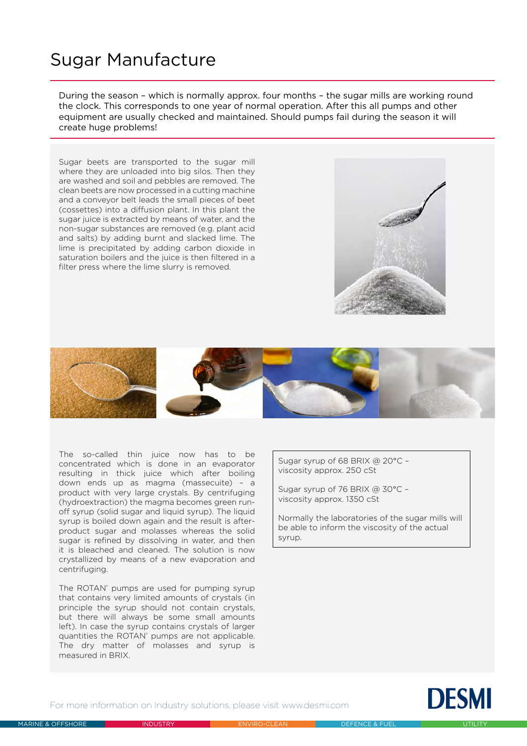# Sugar Manufacture

During the season – which is normally approx. four months – the sugar mills are working round the clock. This corresponds to one year of normal operation. After this all pumps and other equipment are usually checked and maintained. Should pumps fail during the season it will create huge problems!

Sugar beets are transported to the sugar mill where they are unloaded into big silos. Then they are washed and soil and pebbles are removed. The clean beets are now processed in a cutting machine and a conveyor belt leads the small pieces of beet (cossettes) into a diffusion plant. In this plant the sugar juice is extracted by means of water, and the non-sugar substances are removed (e.g. plant acid and salts) by adding burnt and slacked lime. The lime is precipitated by adding carbon dioxide in saturation boilers and the juice is then filtered in a filter press where the lime slurry is removed.

The so-called thin juice now has to be concentrated which is done in an evaporator resulting in thick juice which after boiling down ends up as magma (massecuite) – a product with very large crystals. By centrifuging (hydroextraction) the magma becomes green run-off syrup (solid sugar and liquid syrup). The liquid syrup is boiled down again and the result is after-product sugar and molasses whereas the solid sugar is refined by dissolving in water, and then it is bleached and cleaned. The solution is now crystallized by means of a new evaporation and centrifuging.

The ROTAN® pumps are used for pumping syrup that contains very limited amounts of crystals (in principle the syrup should not contain crystals, but there will always be some small amounts left). In case the syrup contains crystals of larger quantities the ROTAN® pumps are not applicable. The dry matter of molasses and syrup is measured in BRIX.

> Sugar syrup of 68 BRIX @ 20°C – viscosity approx. 250 cSt
>
> Sugar syrup of 76 BRIX @ 30°C – viscosity approx. 1350 cSt
>
> Normally the laboratories of the sugar mills will be able to inform the viscosity of the actual syrup.

For more information on Industry solutions, please visit www.desmi.com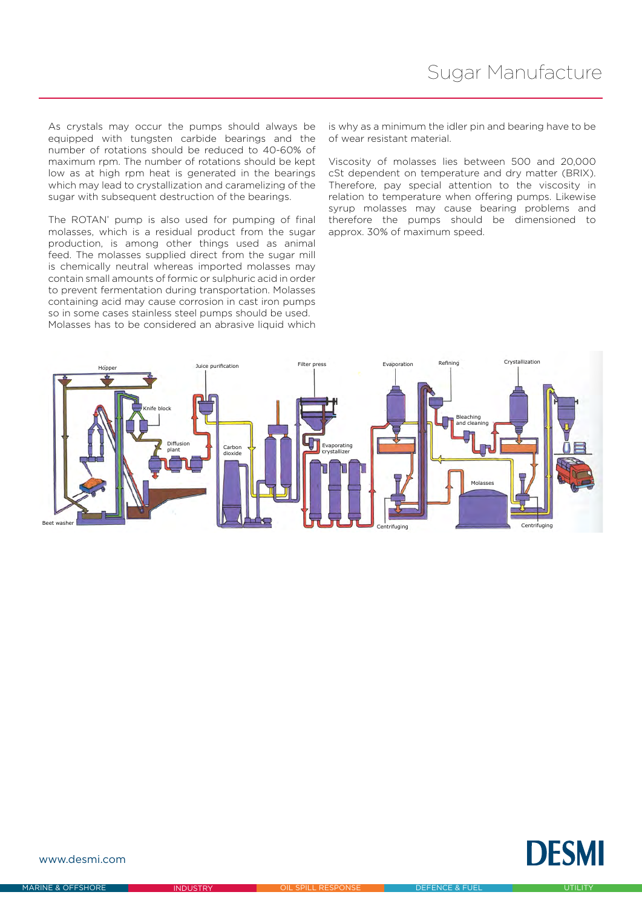# Sugar Manufacture

As crystals may occur the pumps should always be equipped with tungsten carbide bearings and the number of rotations should be reduced to 40-60% of maximum rpm. The number of rotations should be kept low as at high rpm heat is generated in the bearings which may lead to crystallization and caramelizing of the sugar with subsequent destruction of the bearings.

The ROTAN® pump is also used for pumping of final molasses, which is a residual product from the sugar production, is among other things used as animal feed. The molasses supplied direct from the sugar mill is chemically neutral whereas imported molasses may contain small amounts of formic or sulphuric acid in order to prevent fermentation during transportation. Molasses containing acid may cause corrosion in cast iron pumps so in some cases stainless steel pumps should be used. Molasses has to be considered an abrasive liquid which is why as a minimum the idler pin and bearing have to be of wear resistant material.

Viscosity of molasses lies between 500 and 20,000 cSt dependent on temperature and dry matter (BRIX). Therefore, pay special attention to the viscosity in relation to temperature when offering pumps. Likewise syrup molasses may cause bearing problems and therefore the pumps should be dimensioned to approx. 30% of maximum speed.

Hopper
Juice purification
Filter press
Evaporation
Refining
Crystallization
Knife block
Bleaching and cleaning
Diffusion plant
Carbon dioxide
Evaporating crystallizer
Molasses
Beet washer
Centrifuging
Centrifuging

www.desmi.com

DESMI